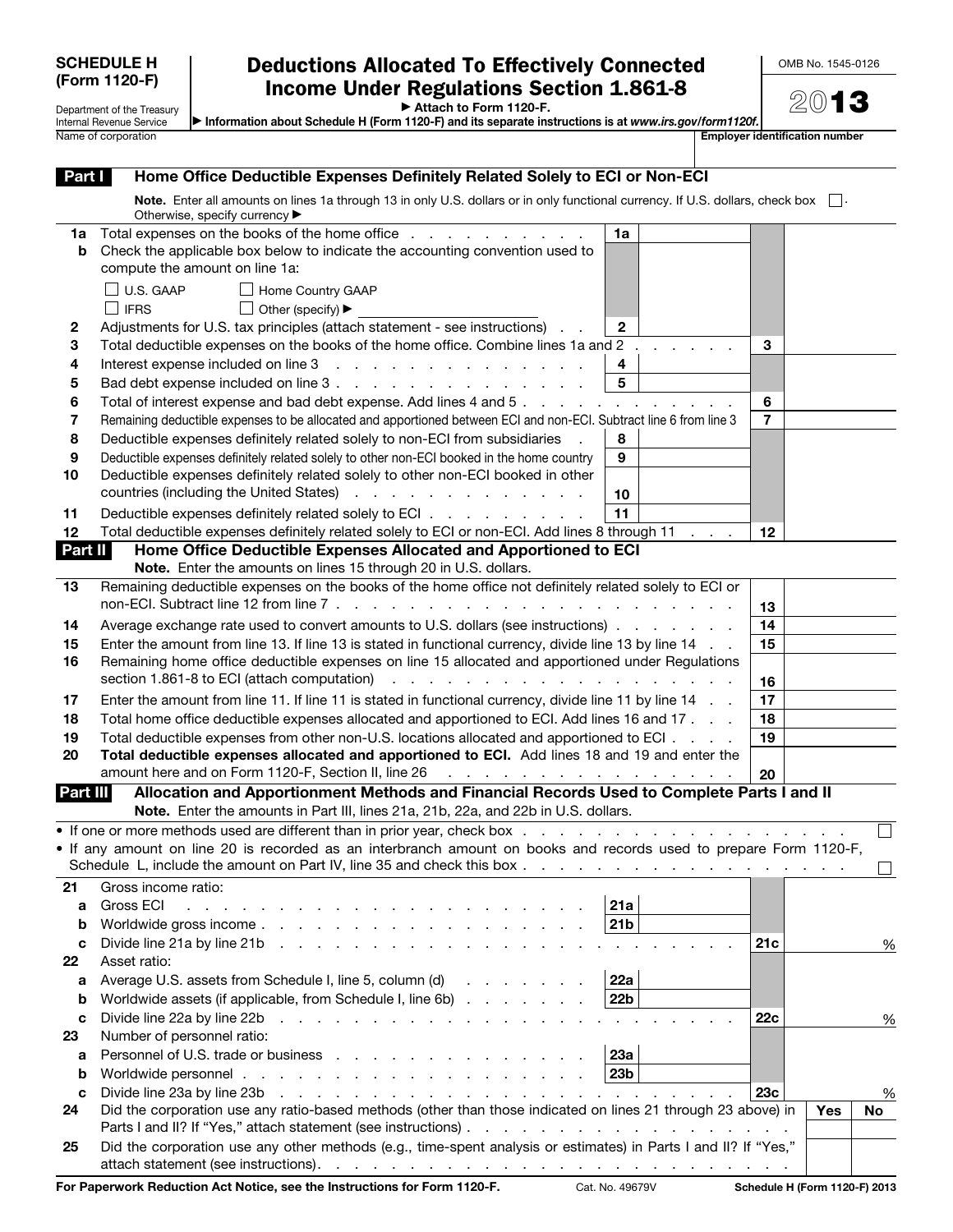**SCHEDULE H (Form 1120-F)**

Department of the Treasury
Internal Revenue Service

# Deductions Allocated To Effectively Connected Income Under Regulations Section 1.861-8

▶ Attach to Form 1120-F.
▶ Information about Schedule H (Form 1120-F) and its separate instructions is at www.irs.gov/form1120f.

OMB No. 1545-0126

**2013**

Name of corporation | **Employer identification number**

## Part I Home Office Deductible Expenses Definitely Related Solely to ECI or Non-ECI

**Note.** Enter all amounts on lines 1a through 13 in only U.S. dollars or in only functional currency. If U.S. dollars, check box ☐. Otherwise, specify currency ▶

| Line | Description | | | | |
|---|---|---|---|---|---|
| 1a | Total expenses on the books of the home office | 1a | | | |
| b | Check the applicable box below to indicate the accounting convention used to compute the amount on line 1a: ☐ U.S. GAAP ☐ Home Country GAAP ☐ IFRS ☐ Other (specify) ▶ | | | | |
| 2 | Adjustments for U.S. tax principles (attach statement - see instructions) | 2 | | | |
| 3 | Total deductible expenses on the books of the home office. Combine lines 1a and 2 | | | 3 | |
| 4 | Interest expense included on line 3 | 4 | | | |
| 5 | Bad debt expense included on line 3 | 5 | | | |
| 6 | Total of interest expense and bad debt expense. Add lines 4 and 5 | | | 6 | |
| 7 | Remaining deductible expenses to be allocated and apportioned between ECI and non-ECI. Subtract line 6 from line 3 | | | 7 | |
| 8 | Deductible expenses definitely related solely to non-ECI from subsidiaries | 8 | | | |
| 9 | Deductible expenses definitely related solely to other non-ECI booked in the home country | 9 | | | |
| 10 | Deductible expenses definitely related solely to other non-ECI booked in other countries (including the United States) | 10 | | | |
| 11 | Deductible expenses definitely related solely to ECI | 11 | | | |
| 12 | Total deductible expenses definitely related solely to ECI or non-ECI. Add lines 8 through 11 | | | 12 | |

## Part II Home Office Deductible Expenses Allocated and Apportioned to ECI

**Note.** Enter the amounts on lines 15 through 20 in U.S. dollars.

| Line | Description | | |
|---|---|---|---|
| 13 | Remaining deductible expenses on the books of the home office not definitely related solely to ECI or non-ECI. Subtract line 12 from line 7 | 13 | |
| 14 | Average exchange rate used to convert amounts to U.S. dollars (see instructions) | 14 | |
| 15 | Enter the amount from line 13. If line 13 is stated in functional currency, divide line 13 by line 14 | 15 | |
| 16 | Remaining home office deductible expenses on line 15 allocated and apportioned under Regulations section 1.861-8 to ECI (attach computation) | 16 | |
| 17 | Enter the amount from line 11. If line 11 is stated in functional currency, divide line 11 by line 14 | 17 | |
| 18 | Total home office deductible expenses allocated and apportioned to ECI. Add lines 16 and 17 | 18 | |
| 19 | Total deductible expenses from other non-U.S. locations allocated and apportioned to ECI | 19 | |
| 20 | **Total deductible expenses allocated and apportioned to ECI.** Add lines 18 and 19 and enter the amount here and on Form 1120-F, Section II, line 26 | 20 | |

## Part III Allocation and Apportionment Methods and Financial Records Used to Complete Parts I and II

**Note.** Enter the amounts in Part III, lines 21a, 21b, 22a, and 22b in U.S. dollars.

- If one or more methods used are different than in prior year, check box ☐
- If any amount on line 20 is recorded as an interbranch amount on books and records used to prepare Form 1120-F, Schedule L, include the amount on Part IV, line 35 and check this box ☐

| Line | Description | | | | |
|---|---|---|---|---|---|
| 21 | Gross income ratio: | | | | |
| a | Gross ECI | 21a | | | |
| b | Worldwide gross income | 21b | | | |
| c | Divide line 21a by line 21b | | | 21c | % |
| 22 | Asset ratio: | | | | |
| a | Average U.S. assets from Schedule I, line 5, column (d) | 22a | | | |
| b | Worldwide assets (if applicable, from Schedule I, line 6b) | 22b | | | |
| c | Divide line 22a by line 22b | | | 22c | % |
| 23 | Number of personnel ratio: | | | | |
| a | Personnel of U.S. trade or business | 23a | | | |
| b | Worldwide personnel | 23b | | | |
| c | Divide line 23a by line 23b | | | 23c | % |

| Line | Question | Yes | No |
|---|---|---|---|
| 24 | Did the corporation use any ratio-based methods (other than those indicated on lines 21 through 23 above) in Parts I and II? If "Yes," attach statement (see instructions) | | |
| 25 | Did the corporation use any other methods (e.g., time-spent analysis or estimates) in Parts I and II? If "Yes," attach statement (see instructions) | | |

**For Paperwork Reduction Act Notice, see the Instructions for Form 1120-F.** Cat. No. 49679V **Schedule H (Form 1120-F) 2013**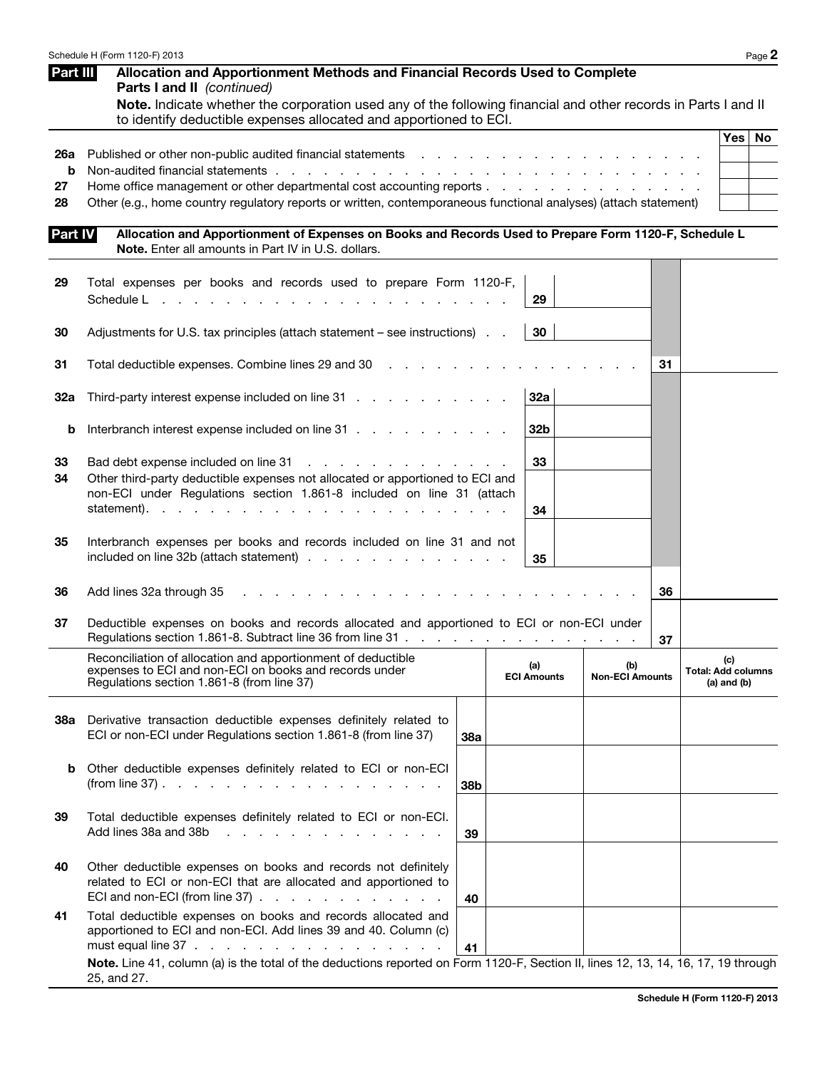## Part III Allocation and Apportionment Methods and Financial Records Used to Complete Parts I and II *(continued)*

**Note.** Indicate whether the corporation used any of the following financial and other records in Parts I and II to identify deductible expenses allocated and apportioned to ECI.

| | | Yes | No |
|---|---|---|---|
| **26a** | Published or other non-public audited financial statements | | |
| **b** | Non-audited financial statements | | |
| **27** | Home office management or other departmental cost accounting reports | | |
| **28** | Other (e.g., home country regulatory reports or written, contemporaneous functional analyses) (attach statement) | | |

## Part IV Allocation and Apportionment of Expenses on Books and Records Used to Prepare Form 1120-F, Schedule L

**Note.** Enter all amounts in Part IV in U.S. dollars.

| | | | | | |
|---|---|---|---|---|---|
| **29** | Total expenses per books and records used to prepare Form 1120-F, Schedule L | 29 | | | |
| **30** | Adjustments for U.S. tax principles (attach statement – see instructions) | 30 | | | |
| **31** | Total deductible expenses. Combine lines 29 and 30 | | | 31 | |
| **32a** | Third-party interest expense included on line 31 | 32a | | | |
| **b** | Interbranch interest expense included on line 31 | 32b | | | |
| **33** | Bad debt expense included on line 31 | 33 | | | |
| **34** | Other third-party deductible expenses not allocated or apportioned to ECI and non-ECI under Regulations section 1.861-8 included on line 31 (attach statement) | 34 | | | |
| **35** | Interbranch expenses per books and records included on line 31 and not included on line 32b (attach statement) | 35 | | | |
| **36** | Add lines 32a through 35 | | | 36 | |
| **37** | Deductible expenses on books and records allocated and apportioned to ECI or non-ECI under Regulations section 1.861-8. Subtract line 36 from line 31 | | | 37 | |

| | Reconciliation of allocation and apportionment of deductible expenses to ECI and non-ECI on books and records under Regulations section 1.861-8 (from line 37) | | (a) ECI Amounts | (b) Non-ECI Amounts | (c) Total: Add columns (a) and (b) |
|---|---|---|---|---|---|
| **38a** | Derivative transaction deductible expenses definitely related to ECI or non-ECI under Regulations section 1.861-8 (from line 37) | 38a | | | |
| **b** | Other deductible expenses definitely related to ECI or non-ECI (from line 37) | 38b | | | |
| **39** | Total deductible expenses definitely related to ECI or non-ECI. Add lines 38a and 38b | 39 | | | |
| **40** | Other deductible expenses on books and records not definitely related to ECI or non-ECI that are allocated and apportioned to ECI and non-ECI (from line 37) | 40 | | | |
| **41** | Total deductible expenses on books and records allocated and apportioned to ECI and non-ECI. Add lines 39 and 40. Column (c) must equal line 37 | 41 | | | |

**Note.** Line 41, column (a) is the total of the deductions reported on Form 1120-F, Section II, lines 12, 13, 14, 16, 17, 19 through 25, and 27.